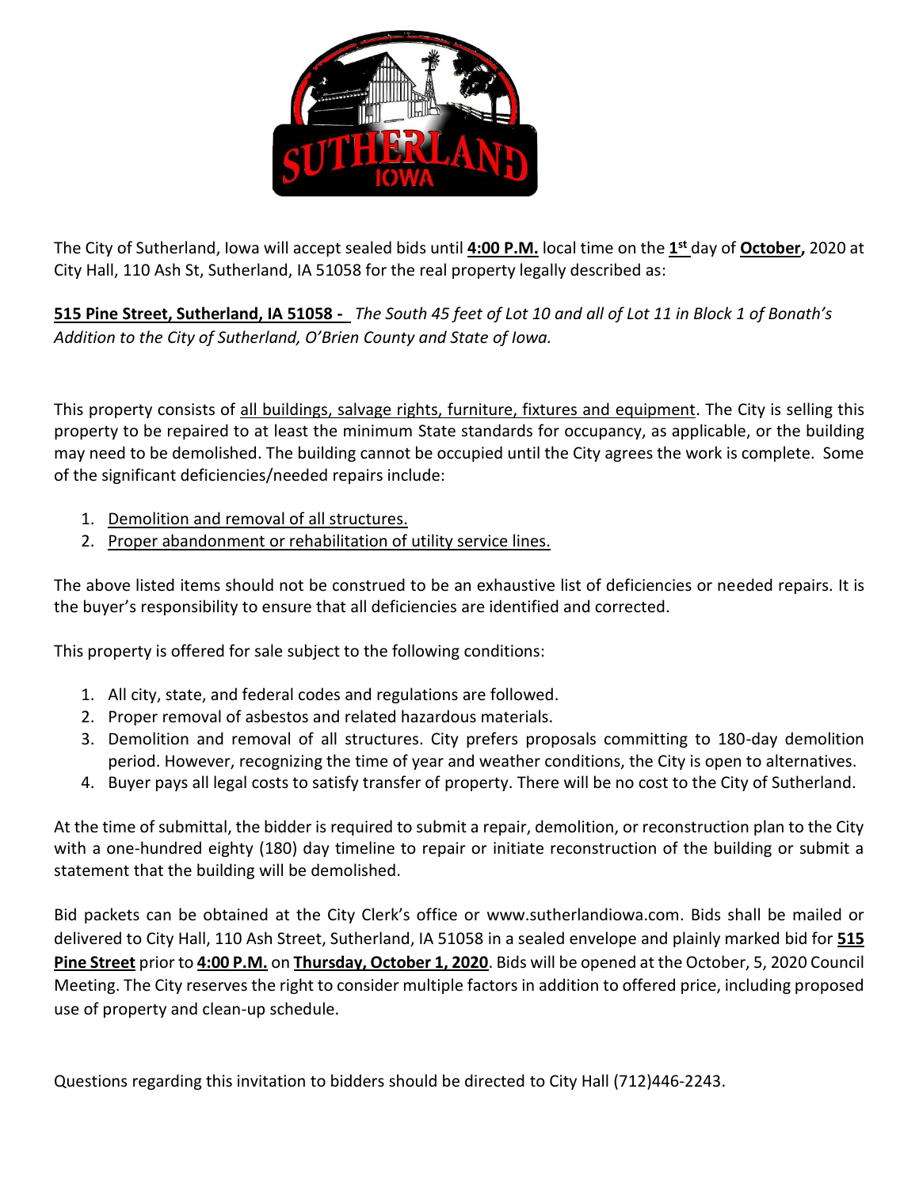The City of Sutherland, Iowa will accept sealed bids until **4:00 P.M.** local time on the **1st** day of **October,** 2020 at City Hall, 110 Ash St, Sutherland, IA 51058 for the real property legally described as:

**515 Pine Street, Sutherland, IA 51058 -** *The South 45 feet of Lot 10 and all of Lot 11 in Block 1 of Bonath's Addition to the City of Sutherland, O'Brien County and State of Iowa.*

This property consists of all buildings, salvage rights, furniture, fixtures and equipment. The City is selling this property to be repaired to at least the minimum State standards for occupancy, as applicable, or the building may need to be demolished. The building cannot be occupied until the City agrees the work is complete. Some of the significant deficiencies/needed repairs include:

1. Demolition and removal of all structures.
2. Proper abandonment or rehabilitation of utility service lines.

The above listed items should not be construed to be an exhaustive list of deficiencies or needed repairs. It is the buyer's responsibility to ensure that all deficiencies are identified and corrected.

This property is offered for sale subject to the following conditions:

1. All city, state, and federal codes and regulations are followed.
2. Proper removal of asbestos and related hazardous materials.
3. Demolition and removal of all structures. City prefers proposals committing to 180-day demolition period. However, recognizing the time of year and weather conditions, the City is open to alternatives.
4. Buyer pays all legal costs to satisfy transfer of property. There will be no cost to the City of Sutherland.

At the time of submittal, the bidder is required to submit a repair, demolition, or reconstruction plan to the City with a one-hundred eighty (180) day timeline to repair or initiate reconstruction of the building or submit a statement that the building will be demolished.

Bid packets can be obtained at the City Clerk's office or www.sutherlandiowa.com. Bids shall be mailed or delivered to City Hall, 110 Ash Street, Sutherland, IA 51058 in a sealed envelope and plainly marked bid for **515 Pine Street** prior to **4:00 P.M.** on **Thursday, October 1, 2020**. Bids will be opened at the October, 5, 2020 Council Meeting. The City reserves the right to consider multiple factors in addition to offered price, including proposed use of property and clean-up schedule.

Questions regarding this invitation to bidders should be directed to City Hall (712)446-2243.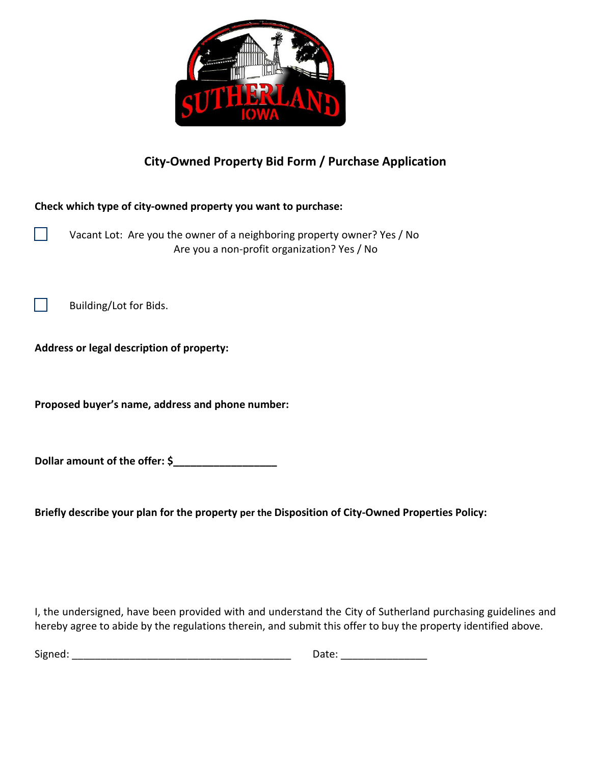## City-Owned Property Bid Form / Purchase Application

**Check which type of city-owned property you want to purchase:**

☐ Vacant Lot: Are you the owner of a neighboring property owner? Yes / No
Are you a non-profit organization? Yes / No

☐ Building/Lot for Bids.

**Address or legal description of property:**

**Proposed buyer's name, address and phone number:**

**Dollar amount of the offer: $__________________**

**Briefly describe your plan for the property per the Disposition of City-Owned Properties Policy:**

I, the undersigned, have been provided with and understand the City of Sutherland purchasing guidelines and hereby agree to abide by the regulations therein, and submit this offer to buy the property identified above.

Signed: _______________________________________ Date: _______________